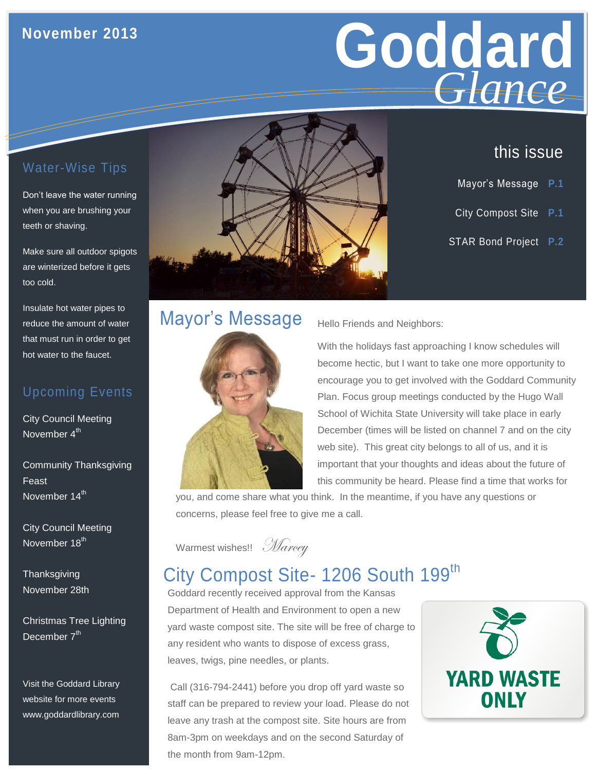November 2013

# Goddard *Glance*

## this issue

Mayor's Message **P.1**

City Compost Site **P.1**

STAR Bond Project **P.2**

## Mayor's Message

Hello Friends and Neighbors:

With the holidays fast approaching I know schedules will become hectic, but I want to take one more opportunity to encourage you to get involved with the Goddard Community Plan. Focus group meetings conducted by the Hugo Wall School of Wichita State University will take place in early December (times will be listed on channel 7 and on the city web site). This great city belongs to all of us, and it is important that your thoughts and ideas about the future of this community be heard. Please find a time that works for you, and come share what you think. In the meantime, if you have any questions or concerns, please feel free to give me a call.

Warmest wishes!! *Marcey*

## City Compost Site- 1206 South 199th

Goddard recently received approval from the Kansas Department of Health and Environment to open a new yard waste compost site. The site will be free of charge to any resident who wants to dispose of excess grass, leaves, twigs, pine needles, or plants.

Call (316-794-2441) before you drop off yard waste so staff can be prepared to review your load. Please do not leave any trash at the compost site. Site hours are from 8am-3pm on weekdays and on the second Saturday of the month from 9am-12pm.

YARD WASTE ONLY

## Water-Wise Tips

Don't leave the water running when you are brushing your teeth or shaving.

Make sure all outdoor spigots are winterized before it gets too cold.

Insulate hot water pipes to reduce the amount of water that must run in order to get hot water to the faucet.

## Upcoming Events

City Council Meeting
November 4th

Community Thanksgiving Feast
November 14th

City Council Meeting
November 18th

Thanksgiving
November 28th

Christmas Tree Lighting
December 7th

Visit the Goddard Library website for more events www.goddardlibrary.com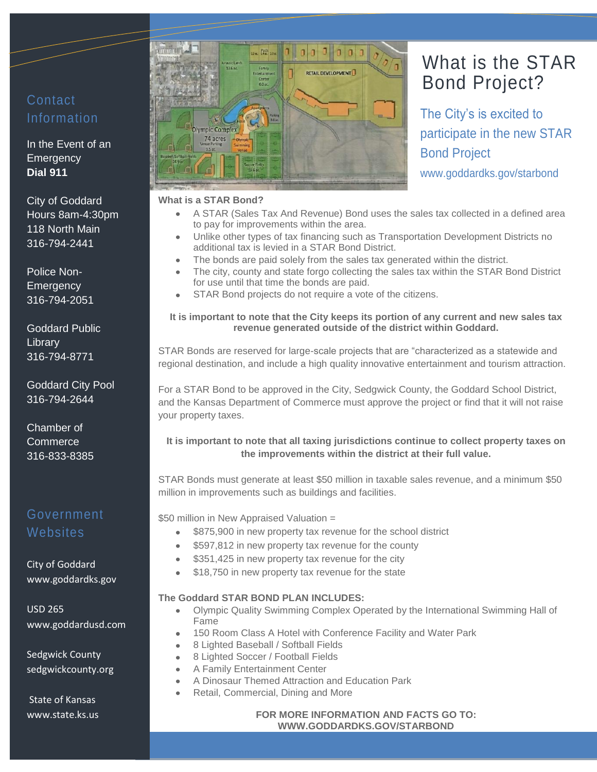## Contact Information

In the Event of an Emergency
**Dial 911**

City of Goddard
Hours 8am-4:30pm
118 North Main
316-794-2441

Police Non-Emergency
316-794-2051

Goddard Public Library
316-794-8771

Goddard City Pool
316-794-2644

Chamber of Commerce
316-833-8385

## Government Websites

City of Goddard
www.goddardks.gov

USD 265
www.goddardusd.com

Sedgwick County
sedgwickcounty.org

State of Kansas
www.state.ks.us

# What is the STAR Bond Project?

The City's is excited to participate in the new STAR Bond Project

www.goddardks.gov/starbond

**What is a STAR Bond?**

- A STAR (Sales Tax And Revenue) Bond uses the sales tax collected in a defined area to pay for improvements within the area.
- Unlike other types of tax financing such as Transportation Development Districts no additional tax is levied in a STAR Bond District.
- The bonds are paid solely from the sales tax generated within the district.
- The city, county and state forgo collecting the sales tax within the STAR Bond District for use until that time the bonds are paid.
- STAR Bond projects do not require a vote of the citizens.

**It is important to note that the City keeps its portion of any current and new sales tax revenue generated outside of the district within Goddard.**

STAR Bonds are reserved for large-scale projects that are "characterized as a statewide and regional destination, and include a high quality innovative entertainment and tourism attraction.

For a STAR Bond to be approved in the City, Sedgwick County, the Goddard School District, and the Kansas Department of Commerce must approve the project or find that it will not raise your property taxes.

**It is important to note that all taxing jurisdictions continue to collect property taxes on the improvements within the district at their full value.**

STAR Bonds must generate at least $50 million in taxable sales revenue, and a minimum $50 million in improvements such as buildings and facilities.

$50 million in New Appraised Valuation =

- $875,900 in new property tax revenue for the school district
- $597,812 in new property tax revenue for the county
- $351,425 in new property tax revenue for the city
- $18,750 in new property tax revenue for the state

**The Goddard STAR BOND PLAN INCLUDES:**

- Olympic Quality Swimming Complex Operated by the International Swimming Hall of Fame
- 150 Room Class A Hotel with Conference Facility and Water Park
- 8 Lighted Baseball / Softball Fields
- 8 Lighted Soccer / Football Fields
- A Family Entertainment Center
- A Dinosaur Themed Attraction and Education Park
- Retail, Commercial, Dining and More

**FOR MORE INFORMATION AND FACTS GO TO: WWW.GODDARDKS.GOV/STARBOND**